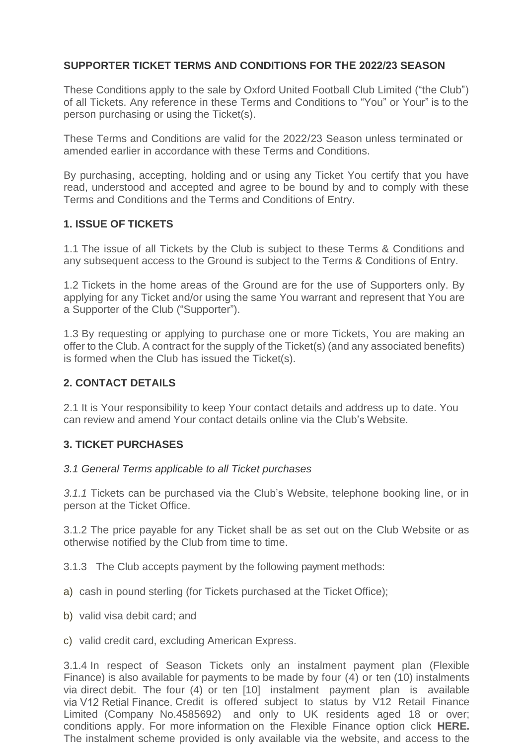**SUPPORTER TICKET TERMS AND CONDITIONS FOR THE 2022/23 SEASON**

These Conditions apply to the sale by Oxford United Football Club Limited ("the Club") of all Tickets. Any reference in these Terms and Conditions to "You" or Your" is to the person purchasing or using the Ticket(s).

These Terms and Conditions are valid for the 2022/23 Season unless terminated or amended earlier in accordance with these Terms and Conditions.

By purchasing, accepting, holding and or using any Ticket You certify that you have read, understood and accepted and agree to be bound by and to comply with these Terms and Conditions and the Terms and Conditions of Entry.

**1. ISSUE OF TICKETS**

1.1 The issue of all Tickets by the Club is subject to these Terms & Conditions and any subsequent access to the Ground is subject to the Terms & Conditions of Entry.

1.2 Tickets in the home areas of the Ground are for the use of Supporters only. By applying for any Ticket and/or using the same You warrant and represent that You are a Supporter of the Club ("Supporter").

1.3 By requesting or applying to purchase one or more Tickets, You are making an offer to the Club. A contract for the supply of the Ticket(s) (and any associated benefits) is formed when the Club has issued the Ticket(s).

**2. CONTACT DETAILS**

2.1 It is Your responsibility to keep Your contact details and address up to date. You can review and amend Your contact details online via the Club's Website.

**3. TICKET PURCHASES**

*3.1 General Terms applicable to all Ticket purchases*

*3.1.1* Tickets can be purchased via the Club's Website, telephone booking line, or in person at the Ticket Office.

3.1.2 The price payable for any Ticket shall be as set out on the Club Website or as otherwise notified by the Club from time to time.

3.1.3 The Club accepts payment by the following payment methods:

a) cash in pound sterling (for Tickets purchased at the Ticket Office);

b) valid visa debit card; and

c) valid credit card, excluding American Express.

3.1.4 In respect of Season Tickets only an instalment payment plan (Flexible Finance) is also available for payments to be made by four (4) or ten (10) instalments via direct debit. The four (4) or ten [10] instalment payment plan is available via V12 Retail Finance. Credit is offered subject to status by V12 Retail Finance Limited (Company No.4585692) and only to UK residents aged 18 or over; conditions apply. For more information on the Flexible Finance option click **HERE.** The instalment scheme provided is only available via the website, and access to the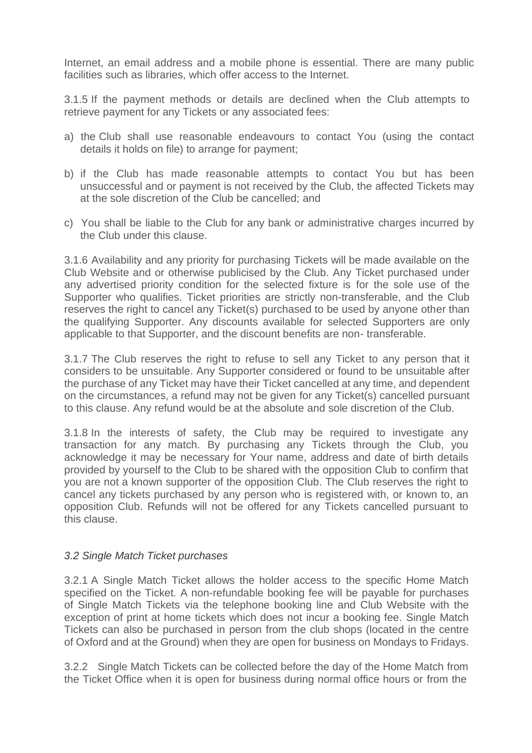Internet, an email address and a mobile phone is essential. There are many public facilities such as libraries, which offer access to the Internet.

3.1.5 If the payment methods or details are declined when the Club attempts to retrieve payment for any Tickets or any associated fees:

a) the Club shall use reasonable endeavours to contact You (using the contact details it holds on file) to arrange for payment;

b) if the Club has made reasonable attempts to contact You but has been unsuccessful and or payment is not received by the Club, the affected Tickets may at the sole discretion of the Club be cancelled; and

c) You shall be liable to the Club for any bank or administrative charges incurred by the Club under this clause.

3.1.6 Availability and any priority for purchasing Tickets will be made available on the Club Website and or otherwise publicised by the Club. Any Ticket purchased under any advertised priority condition for the selected fixture is for the sole use of the Supporter who qualifies. Ticket priorities are strictly non-transferable, and the Club reserves the right to cancel any Ticket(s) purchased to be used by anyone other than the qualifying Supporter. Any discounts available for selected Supporters are only applicable to that Supporter, and the discount benefits are non- transferable.

3.1.7 The Club reserves the right to refuse to sell any Ticket to any person that it considers to be unsuitable. Any Supporter considered or found to be unsuitable after the purchase of any Ticket may have their Ticket cancelled at any time, and dependent on the circumstances, a refund may not be given for any Ticket(s) cancelled pursuant to this clause. Any refund would be at the absolute and sole discretion of the Club.

3.1.8 In the interests of safety, the Club may be required to investigate any transaction for any match. By purchasing any Tickets through the Club, you acknowledge it may be necessary for Your name, address and date of birth details provided by yourself to the Club to be shared with the opposition Club to confirm that you are not a known supporter of the opposition Club. The Club reserves the right to cancel any tickets purchased by any person who is registered with, or known to, an opposition Club. Refunds will not be offered for any Tickets cancelled pursuant to this clause.

### *3.2 Single Match Ticket purchases*

3.2.1 A Single Match Ticket allows the holder access to the specific Home Match specified on the Ticket. A non-refundable booking fee will be payable for purchases of Single Match Tickets via the telephone booking line and Club Website with the exception of print at home tickets which does not incur a booking fee. Single Match Tickets can also be purchased in person from the club shops (located in the centre of Oxford and at the Ground) when they are open for business on Mondays to Fridays.

3.2.2 Single Match Tickets can be collected before the day of the Home Match from the Ticket Office when it is open for business during normal office hours or from the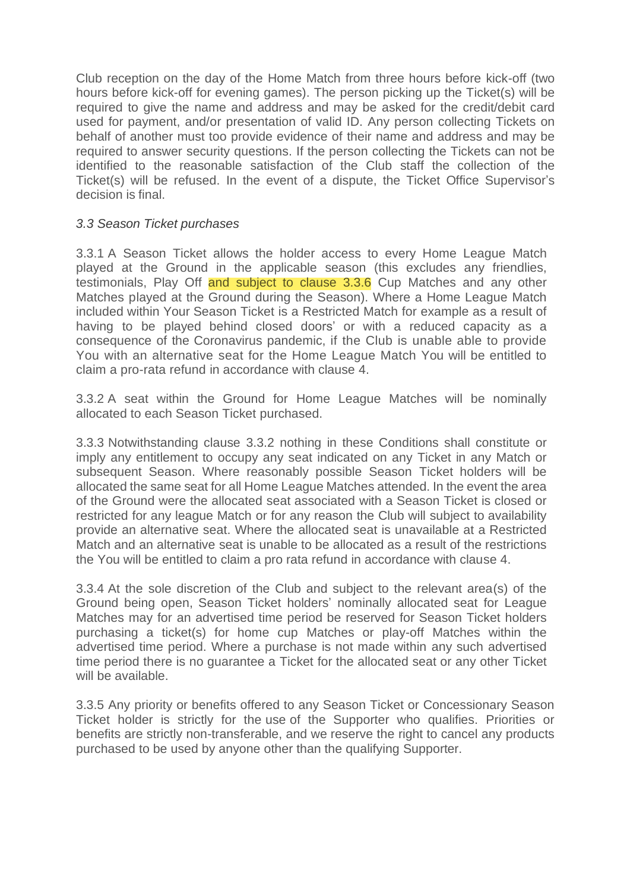Club reception on the day of the Home Match from three hours before kick-off (two hours before kick-off for evening games). The person picking up the Ticket(s) will be required to give the name and address and may be asked for the credit/debit card used for payment, and/or presentation of valid ID. Any person collecting Tickets on behalf of another must too provide evidence of their name and address and may be required to answer security questions. If the person collecting the Tickets can not be identified to the reasonable satisfaction of the Club staff the collection of the Ticket(s) will be refused. In the event of a dispute, the Ticket Office Supervisor's decision is final.

*3.3 Season Ticket purchases*

3.3.1 A Season Ticket allows the holder access to every Home League Match played at the Ground in the applicable season (this excludes any friendlies, testimonials, Play Off and subject to clause 3.3.6 Cup Matches and any other Matches played at the Ground during the Season). Where a Home League Match included within Your Season Ticket is a Restricted Match for example as a result of having to be played behind closed doors' or with a reduced capacity as a consequence of the Coronavirus pandemic, if the Club is unable able to provide You with an alternative seat for the Home League Match You will be entitled to claim a pro-rata refund in accordance with clause 4.

3.3.2 A seat within the Ground for Home League Matches will be nominally allocated to each Season Ticket purchased.

3.3.3 Notwithstanding clause 3.3.2 nothing in these Conditions shall constitute or imply any entitlement to occupy any seat indicated on any Ticket in any Match or subsequent Season. Where reasonably possible Season Ticket holders will be allocated the same seat for all Home League Matches attended. In the event the area of the Ground were the allocated seat associated with a Season Ticket is closed or restricted for any league Match or for any reason the Club will subject to availability provide an alternative seat. Where the allocated seat is unavailable at a Restricted Match and an alternative seat is unable to be allocated as a result of the restrictions the You will be entitled to claim a pro rata refund in accordance with clause 4.

3.3.4 At the sole discretion of the Club and subject to the relevant area(s) of the Ground being open, Season Ticket holders' nominally allocated seat for League Matches may for an advertised time period be reserved for Season Ticket holders purchasing a ticket(s) for home cup Matches or play-off Matches within the advertised time period. Where a purchase is not made within any such advertised time period there is no guarantee a Ticket for the allocated seat or any other Ticket will be available.

3.3.5 Any priority or benefits offered to any Season Ticket or Concessionary Season Ticket holder is strictly for the use of the Supporter who qualifies. Priorities or benefits are strictly non-transferable, and we reserve the right to cancel any products purchased to be used by anyone other than the qualifying Supporter.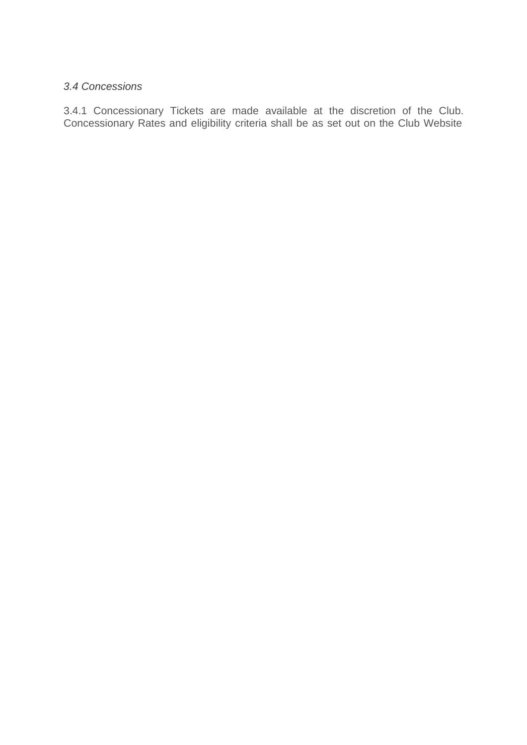*3.4 Concessions*

3.4.1 Concessionary Tickets are made available at the discretion of the Club. Concessionary Rates and eligibility criteria shall be as set out on the Club Website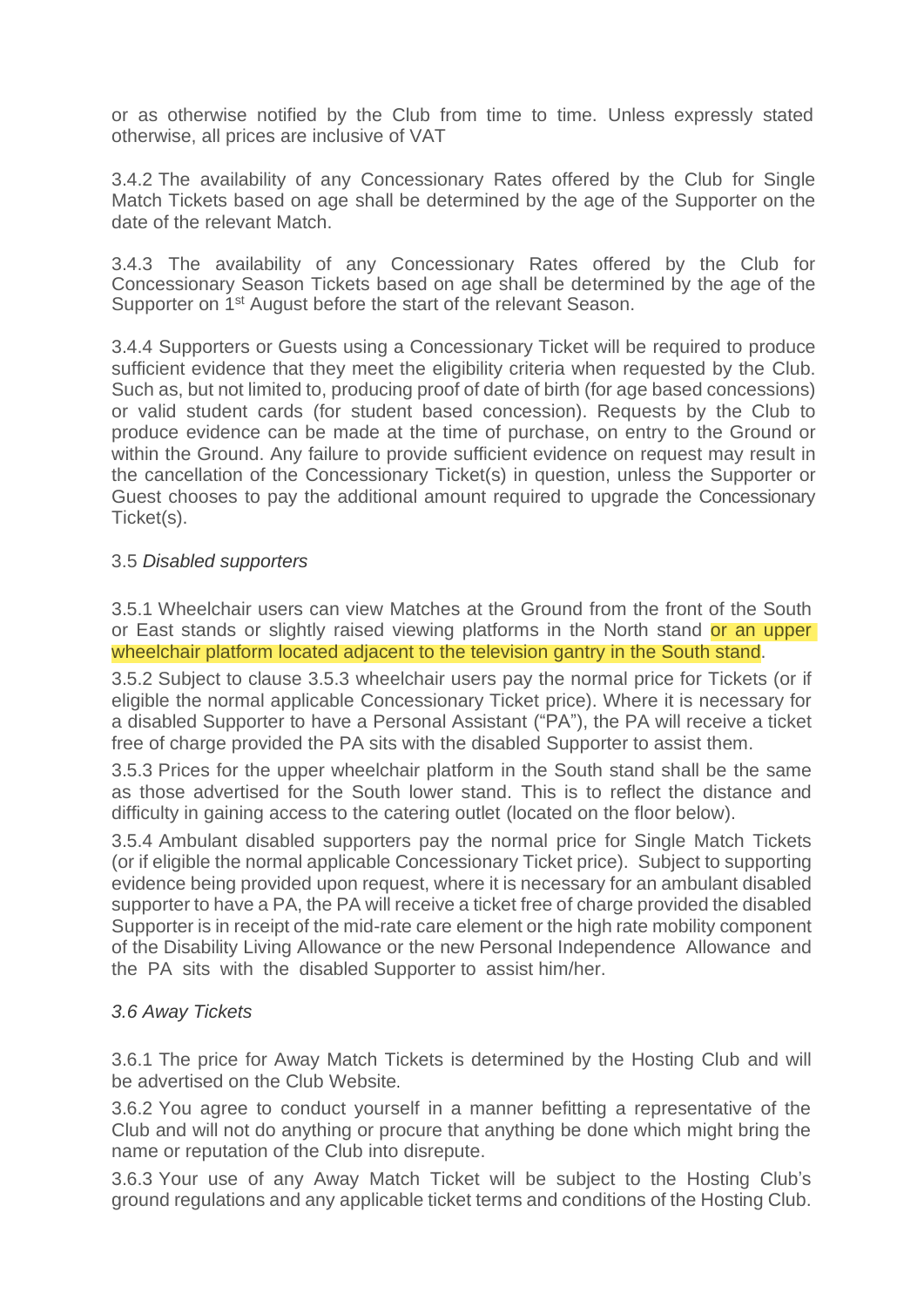or as otherwise notified by the Club from time to time. Unless expressly stated otherwise, all prices are inclusive of VAT

3.4.2 The availability of any Concessionary Rates offered by the Club for Single Match Tickets based on age shall be determined by the age of the Supporter on the date of the relevant Match.

3.4.3 The availability of any Concessionary Rates offered by the Club for Concessionary Season Tickets based on age shall be determined by the age of the Supporter on 1st August before the start of the relevant Season.

3.4.4 Supporters or Guests using a Concessionary Ticket will be required to produce sufficient evidence that they meet the eligibility criteria when requested by the Club. Such as, but not limited to, producing proof of date of birth (for age based concessions) or valid student cards (for student based concession). Requests by the Club to produce evidence can be made at the time of purchase, on entry to the Ground or within the Ground. Any failure to provide sufficient evidence on request may result in the cancellation of the Concessionary Ticket(s) in question, unless the Supporter or Guest chooses to pay the additional amount required to upgrade the Concessionary Ticket(s).

3.5 *Disabled supporters*

3.5.1 Wheelchair users can view Matches at the Ground from the front of the South or East stands or slightly raised viewing platforms in the North stand or an upper wheelchair platform located adjacent to the television gantry in the South stand.

3.5.2 Subject to clause 3.5.3 wheelchair users pay the normal price for Tickets (or if eligible the normal applicable Concessionary Ticket price). Where it is necessary for a disabled Supporter to have a Personal Assistant ("PA"), the PA will receive a ticket free of charge provided the PA sits with the disabled Supporter to assist them.

3.5.3 Prices for the upper wheelchair platform in the South stand shall be the same as those advertised for the South lower stand. This is to reflect the distance and difficulty in gaining access to the catering outlet (located on the floor below).

3.5.4 Ambulant disabled supporters pay the normal price for Single Match Tickets (or if eligible the normal applicable Concessionary Ticket price). Subject to supporting evidence being provided upon request, where it is necessary for an ambulant disabled supporter to have a PA, the PA will receive a ticket free of charge provided the disabled Supporter is in receipt of the mid-rate care element or the high rate mobility component of the Disability Living Allowance or the new Personal Independence Allowance and the PA sits with the disabled Supporter to assist him/her.

*3.6 Away Tickets*

3.6.1 The price for Away Match Tickets is determined by the Hosting Club and will be advertised on the Club Website.

3.6.2 You agree to conduct yourself in a manner befitting a representative of the Club and will not do anything or procure that anything be done which might bring the name or reputation of the Club into disrepute.

3.6.3 Your use of any Away Match Ticket will be subject to the Hosting Club's ground regulations and any applicable ticket terms and conditions of the Hosting Club.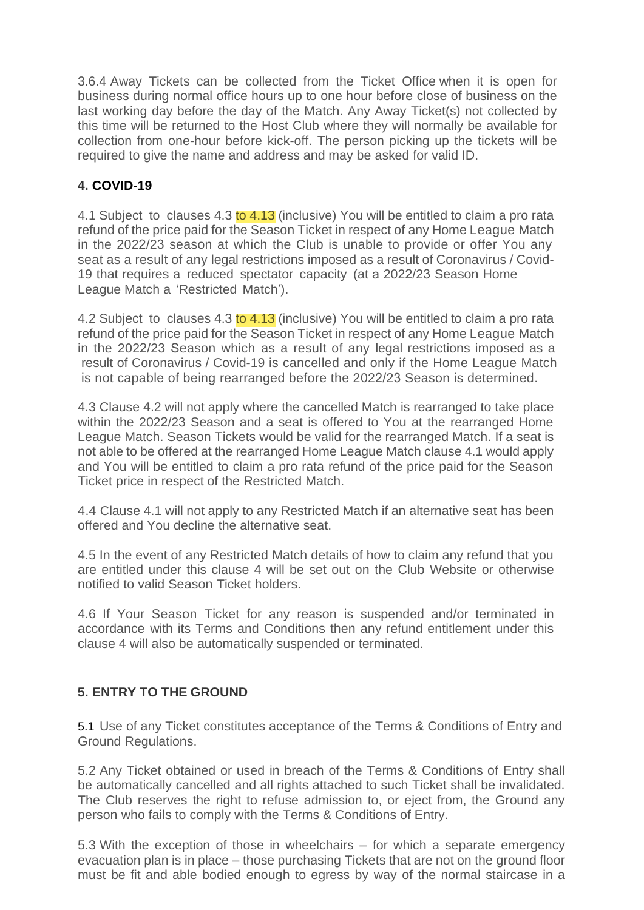3.6.4 Away Tickets can be collected from the Ticket Office when it is open for business during normal office hours up to one hour before close of business on the last working day before the day of the Match. Any Away Ticket(s) not collected by this time will be returned to the Host Club where they will normally be available for collection from one-hour before kick-off. The person picking up the tickets will be required to give the name and address and may be asked for valid ID.

## 4. COVID-19

4.1 Subject to clauses 4.3 to 4.13 (inclusive) You will be entitled to claim a pro rata refund of the price paid for the Season Ticket in respect of any Home League Match in the 2022/23 season at which the Club is unable to provide or offer You any seat as a result of any legal restrictions imposed as a result of Coronavirus / Covid-19 that requires a reduced spectator capacity (at a 2022/23 Season Home League Match a 'Restricted Match').

4.2 Subject to clauses 4.3 to 4.13 (inclusive) You will be entitled to claim a pro rata refund of the price paid for the Season Ticket in respect of any Home League Match in the 2022/23 Season which as a result of any legal restrictions imposed as a result of Coronavirus / Covid-19 is cancelled and only if the Home League Match is not capable of being rearranged before the 2022/23 Season is determined.

4.3 Clause 4.2 will not apply where the cancelled Match is rearranged to take place within the 2022/23 Season and a seat is offered to You at the rearranged Home League Match. Season Tickets would be valid for the rearranged Match. If a seat is not able to be offered at the rearranged Home League Match clause 4.1 would apply and You will be entitled to claim a pro rata refund of the price paid for the Season Ticket price in respect of the Restricted Match.

4.4 Clause 4.1 will not apply to any Restricted Match if an alternative seat has been offered and You decline the alternative seat.

4.5 In the event of any Restricted Match details of how to claim any refund that you are entitled under this clause 4 will be set out on the Club Website or otherwise notified to valid Season Ticket holders.

4.6 If Your Season Ticket for any reason is suspended and/or terminated in accordance with its Terms and Conditions then any refund entitlement under this clause 4 will also be automatically suspended or terminated.

## 5. ENTRY TO THE GROUND

5.1 Use of any Ticket constitutes acceptance of the Terms & Conditions of Entry and Ground Regulations.

5.2 Any Ticket obtained or used in breach of the Terms & Conditions of Entry shall be automatically cancelled and all rights attached to such Ticket shall be invalidated. The Club reserves the right to refuse admission to, or eject from, the Ground any person who fails to comply with the Terms & Conditions of Entry.

5.3 With the exception of those in wheelchairs – for which a separate emergency evacuation plan is in place – those purchasing Tickets that are not on the ground floor must be fit and able bodied enough to egress by way of the normal staircase in a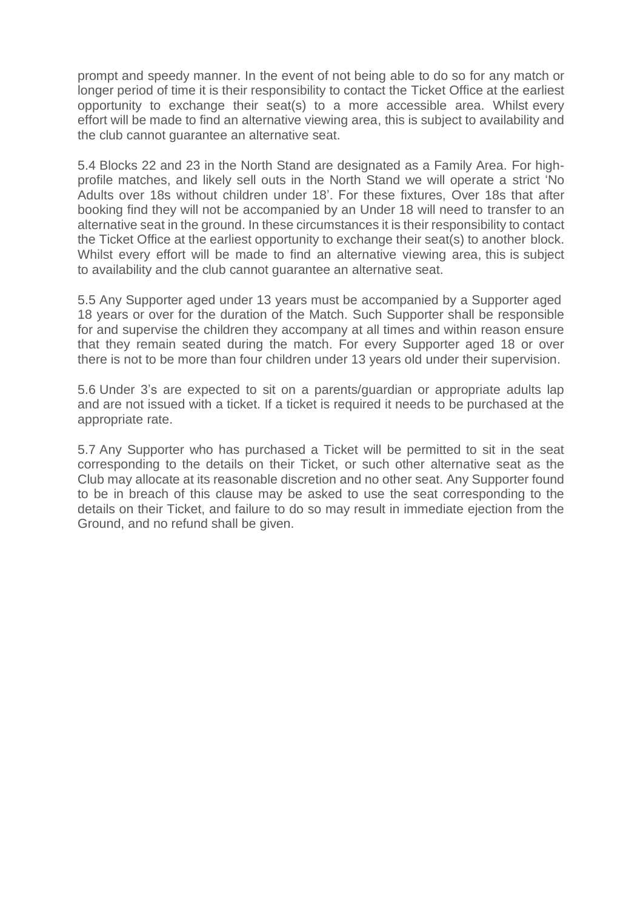prompt and speedy manner. In the event of not being able to do so for any match or longer period of time it is their responsibility to contact the Ticket Office at the earliest opportunity to exchange their seat(s) to a more accessible area. Whilst every effort will be made to find an alternative viewing area, this is subject to availability and the club cannot guarantee an alternative seat.

5.4 Blocks 22 and 23 in the North Stand are designated as a Family Area. For high-profile matches, and likely sell outs in the North Stand we will operate a strict 'No Adults over 18s without children under 18'. For these fixtures, Over 18s that after booking find they will not be accompanied by an Under 18 will need to transfer to an alternative seat in the ground. In these circumstances it is their responsibility to contact the Ticket Office at the earliest opportunity to exchange their seat(s) to another block. Whilst every effort will be made to find an alternative viewing area, this is subject to availability and the club cannot guarantee an alternative seat.

5.5 Any Supporter aged under 13 years must be accompanied by a Supporter aged 18 years or over for the duration of the Match. Such Supporter shall be responsible for and supervise the children they accompany at all times and within reason ensure that they remain seated during the match. For every Supporter aged 18 or over there is not to be more than four children under 13 years old under their supervision.

5.6 Under 3's are expected to sit on a parents/guardian or appropriate adults lap and are not issued with a ticket. If a ticket is required it needs to be purchased at the appropriate rate.

5.7 Any Supporter who has purchased a Ticket will be permitted to sit in the seat corresponding to the details on their Ticket, or such other alternative seat as the Club may allocate at its reasonable discretion and no other seat. Any Supporter found to be in breach of this clause may be asked to use the seat corresponding to the details on their Ticket, and failure to do so may result in immediate ejection from the Ground, and no refund shall be given.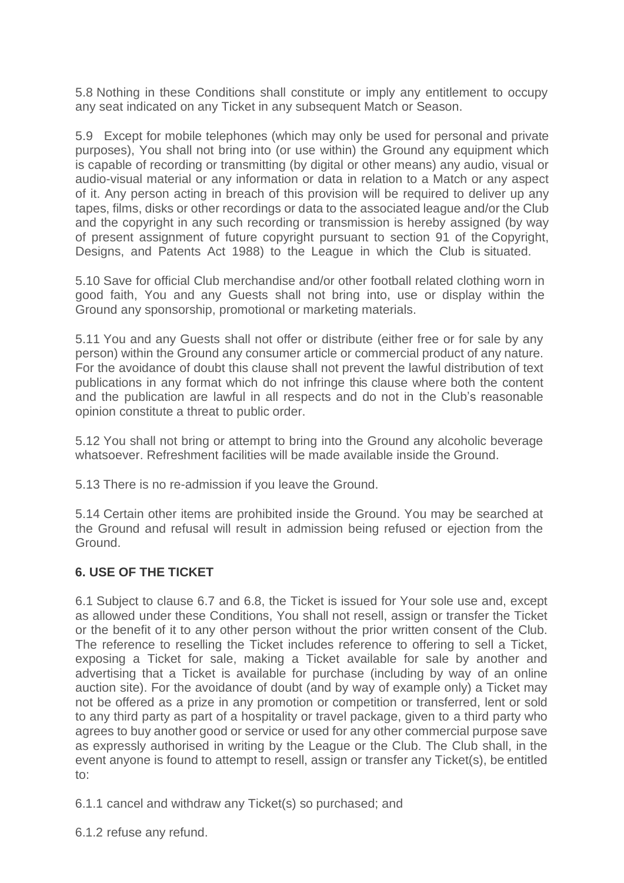5.8 Nothing in these Conditions shall constitute or imply any entitlement to occupy any seat indicated on any Ticket in any subsequent Match or Season.

5.9 Except for mobile telephones (which may only be used for personal and private purposes), You shall not bring into (or use within) the Ground any equipment which is capable of recording or transmitting (by digital or other means) any audio, visual or audio-visual material or any information or data in relation to a Match or any aspect of it. Any person acting in breach of this provision will be required to deliver up any tapes, films, disks or other recordings or data to the associated league and/or the Club and the copyright in any such recording or transmission is hereby assigned (by way of present assignment of future copyright pursuant to section 91 of the Copyright, Designs, and Patents Act 1988) to the League in which the Club is situated.

5.10 Save for official Club merchandise and/or other football related clothing worn in good faith, You and any Guests shall not bring into, use or display within the Ground any sponsorship, promotional or marketing materials.

5.11 You and any Guests shall not offer or distribute (either free or for sale by any person) within the Ground any consumer article or commercial product of any nature. For the avoidance of doubt this clause shall not prevent the lawful distribution of text publications in any format which do not infringe this clause where both the content and the publication are lawful in all respects and do not in the Club's reasonable opinion constitute a threat to public order.

5.12 You shall not bring or attempt to bring into the Ground any alcoholic beverage whatsoever. Refreshment facilities will be made available inside the Ground.

5.13 There is no re-admission if you leave the Ground.

5.14 Certain other items are prohibited inside the Ground. You may be searched at the Ground and refusal will result in admission being refused or ejection from the Ground.

**6. USE OF THE TICKET**

6.1 Subject to clause 6.7 and 6.8, the Ticket is issued for Your sole use and, except as allowed under these Conditions, You shall not resell, assign or transfer the Ticket or the benefit of it to any other person without the prior written consent of the Club. The reference to reselling the Ticket includes reference to offering to sell a Ticket, exposing a Ticket for sale, making a Ticket available for sale by another and advertising that a Ticket is available for purchase (including by way of an online auction site). For the avoidance of doubt (and by way of example only) a Ticket may not be offered as a prize in any promotion or competition or transferred, lent or sold to any third party as part of a hospitality or travel package, given to a third party who agrees to buy another good or service or used for any other commercial purpose save as expressly authorised in writing by the League or the Club. The Club shall, in the event anyone is found to attempt to resell, assign or transfer any Ticket(s), be entitled to:

6.1.1 cancel and withdraw any Ticket(s) so purchased; and

6.1.2 refuse any refund.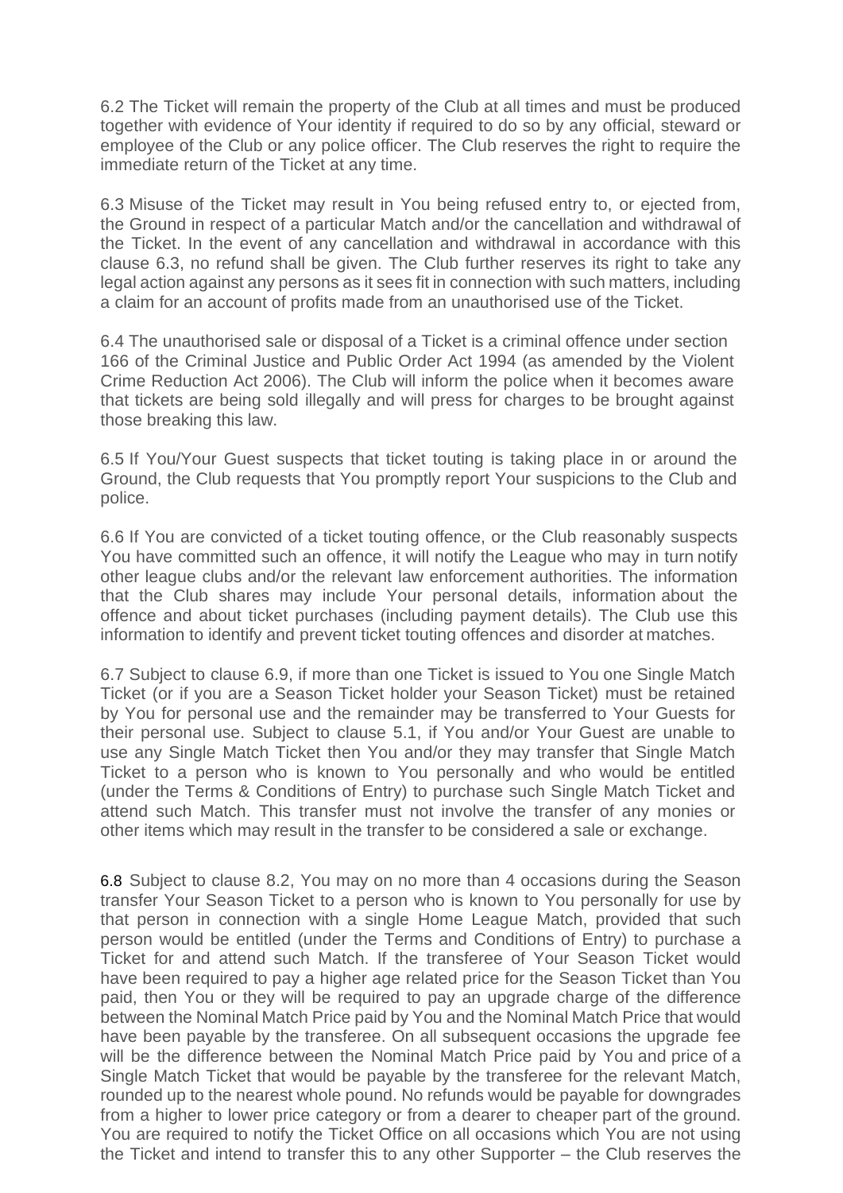6.2 The Ticket will remain the property of the Club at all times and must be produced together with evidence of Your identity if required to do so by any official, steward or employee of the Club or any police officer. The Club reserves the right to require the immediate return of the Ticket at any time.

6.3 Misuse of the Ticket may result in You being refused entry to, or ejected from, the Ground in respect of a particular Match and/or the cancellation and withdrawal of the Ticket. In the event of any cancellation and withdrawal in accordance with this clause 6.3, no refund shall be given. The Club further reserves its right to take any legal action against any persons as it sees fit in connection with such matters, including a claim for an account of profits made from an unauthorised use of the Ticket.

6.4 The unauthorised sale or disposal of a Ticket is a criminal offence under section 166 of the Criminal Justice and Public Order Act 1994 (as amended by the Violent Crime Reduction Act 2006). The Club will inform the police when it becomes aware that tickets are being sold illegally and will press for charges to be brought against those breaking this law.

6.5 If You/Your Guest suspects that ticket touting is taking place in or around the Ground, the Club requests that You promptly report Your suspicions to the Club and police.

6.6 If You are convicted of a ticket touting offence, or the Club reasonably suspects You have committed such an offence, it will notify the League who may in turn notify other league clubs and/or the relevant law enforcement authorities. The information that the Club shares may include Your personal details, information about the offence and about ticket purchases (including payment details). The Club use this information to identify and prevent ticket touting offences and disorder at matches.

6.7 Subject to clause 6.9, if more than one Ticket is issued to You one Single Match Ticket (or if you are a Season Ticket holder your Season Ticket) must be retained by You for personal use and the remainder may be transferred to Your Guests for their personal use. Subject to clause 5.1, if You and/or Your Guest are unable to use any Single Match Ticket then You and/or they may transfer that Single Match Ticket to a person who is known to You personally and who would be entitled (under the Terms & Conditions of Entry) to purchase such Single Match Ticket and attend such Match. This transfer must not involve the transfer of any monies or other items which may result in the transfer to be considered a sale or exchange.

6.8 Subject to clause 8.2, You may on no more than 4 occasions during the Season transfer Your Season Ticket to a person who is known to You personally for use by that person in connection with a single Home League Match, provided that such person would be entitled (under the Terms and Conditions of Entry) to purchase a Ticket for and attend such Match. If the transferee of Your Season Ticket would have been required to pay a higher age related price for the Season Ticket than You paid, then You or they will be required to pay an upgrade charge of the difference between the Nominal Match Price paid by You and the Nominal Match Price that would have been payable by the transferee. On all subsequent occasions the upgrade fee will be the difference between the Nominal Match Price paid by You and price of a Single Match Ticket that would be payable by the transferee for the relevant Match, rounded up to the nearest whole pound. No refunds would be payable for downgrades from a higher to lower price category or from a dearer to cheaper part of the ground. You are required to notify the Ticket Office on all occasions which You are not using the Ticket and intend to transfer this to any other Supporter – the Club reserves the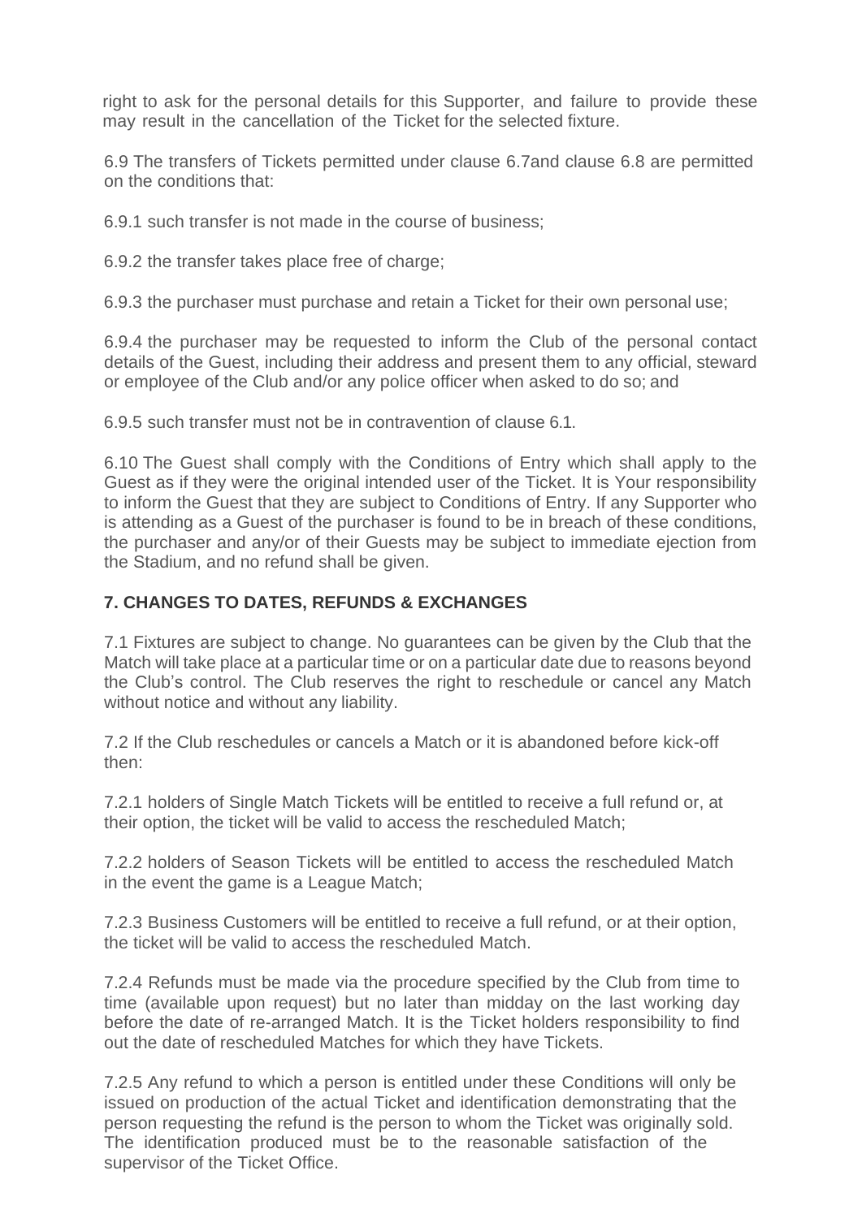right to ask for the personal details for this Supporter, and failure to provide these may result in the cancellation of the Ticket for the selected fixture.

6.9 The transfers of Tickets permitted under clause 6.7and clause 6.8 are permitted on the conditions that:

6.9.1 such transfer is not made in the course of business;

6.9.2 the transfer takes place free of charge;

6.9.3 the purchaser must purchase and retain a Ticket for their own personal use;

6.9.4 the purchaser may be requested to inform the Club of the personal contact details of the Guest, including their address and present them to any official, steward or employee of the Club and/or any police officer when asked to do so; and

6.9.5 such transfer must not be in contravention of clause 6.1.

6.10 The Guest shall comply with the Conditions of Entry which shall apply to the Guest as if they were the original intended user of the Ticket. It is Your responsibility to inform the Guest that they are subject to Conditions of Entry. If any Supporter who is attending as a Guest of the purchaser is found to be in breach of these conditions, the purchaser and any/or of their Guests may be subject to immediate ejection from the Stadium, and no refund shall be given.

## 7. CHANGES TO DATES, REFUNDS & EXCHANGES

7.1 Fixtures are subject to change. No guarantees can be given by the Club that the Match will take place at a particular time or on a particular date due to reasons beyond the Club's control. The Club reserves the right to reschedule or cancel any Match without notice and without any liability.

7.2 If the Club reschedules or cancels a Match or it is abandoned before kick-off then:

7.2.1 holders of Single Match Tickets will be entitled to receive a full refund or, at their option, the ticket will be valid to access the rescheduled Match;

7.2.2 holders of Season Tickets will be entitled to access the rescheduled Match in the event the game is a League Match;

7.2.3 Business Customers will be entitled to receive a full refund, or at their option, the ticket will be valid to access the rescheduled Match.

7.2.4 Refunds must be made via the procedure specified by the Club from time to time (available upon request) but no later than midday on the last working day before the date of re-arranged Match. It is the Ticket holders responsibility to find out the date of rescheduled Matches for which they have Tickets.

7.2.5 Any refund to which a person is entitled under these Conditions will only be issued on production of the actual Ticket and identification demonstrating that the person requesting the refund is the person to whom the Ticket was originally sold. The identification produced must be to the reasonable satisfaction of the supervisor of the Ticket Office.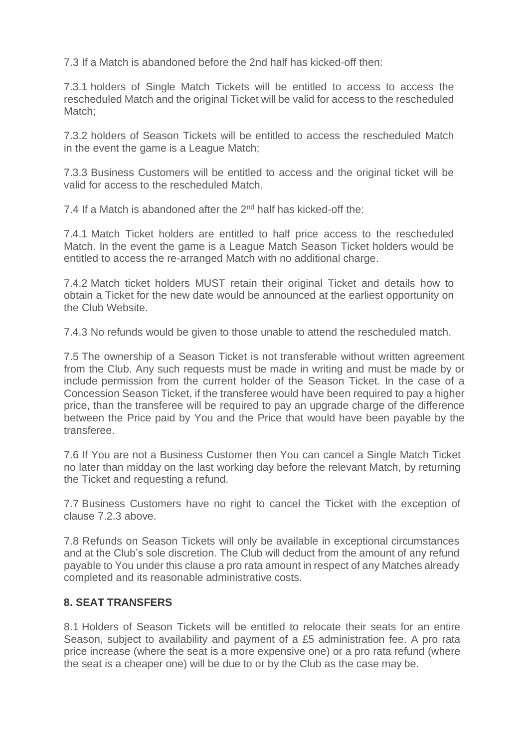7.3 If a Match is abandoned before the 2nd half has kicked-off then:

7.3.1 holders of Single Match Tickets will be entitled to access to access the rescheduled Match and the original Ticket will be valid for access to the rescheduled Match;

7.3.2 holders of Season Tickets will be entitled to access the rescheduled Match in the event the game is a League Match;

7.3.3 Business Customers will be entitled to access and the original ticket will be valid for access to the rescheduled Match.

7.4 If a Match is abandoned after the 2nd half has kicked-off the:

7.4.1 Match Ticket holders are entitled to half price access to the rescheduled Match. In the event the game is a League Match Season Ticket holders would be entitled to access the re-arranged Match with no additional charge.

7.4.2 Match ticket holders MUST retain their original Ticket and details how to obtain a Ticket for the new date would be announced at the earliest opportunity on the Club Website.

7.4.3 No refunds would be given to those unable to attend the rescheduled match.

7.5 The ownership of a Season Ticket is not transferable without written agreement from the Club. Any such requests must be made in writing and must be made by or include permission from the current holder of the Season Ticket. In the case of a Concession Season Ticket, if the transferee would have been required to pay a higher price, than the transferee will be required to pay an upgrade charge of the difference between the Price paid by You and the Price that would have been payable by the transferee.

7.6 If You are not a Business Customer then You can cancel a Single Match Ticket no later than midday on the last working day before the relevant Match, by returning the Ticket and requesting a refund.

7.7 Business Customers have no right to cancel the Ticket with the exception of clause 7.2.3 above.

7.8 Refunds on Season Tickets will only be available in exceptional circumstances and at the Club's sole discretion. The Club will deduct from the amount of any refund payable to You under this clause a pro rata amount in respect of any Matches already completed and its reasonable administrative costs.

## 8. SEAT TRANSFERS

8.1 Holders of Season Tickets will be entitled to relocate their seats for an entire Season, subject to availability and payment of a £5 administration fee. A pro rata price increase (where the seat is a more expensive one) or a pro rata refund (where the seat is a cheaper one) will be due to or by the Club as the case may be.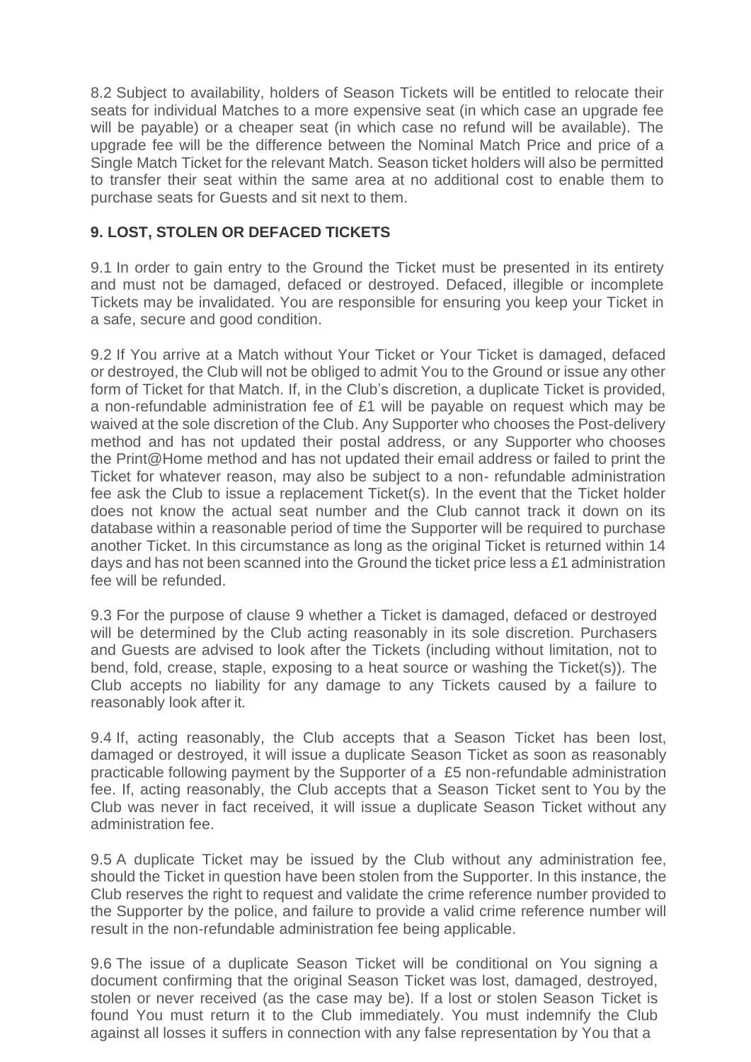8.2 Subject to availability, holders of Season Tickets will be entitled to relocate their seats for individual Matches to a more expensive seat (in which case an upgrade fee will be payable) or a cheaper seat (in which case no refund will be available). The upgrade fee will be the difference between the Nominal Match Price and price of a Single Match Ticket for the relevant Match. Season ticket holders will also be permitted to transfer their seat within the same area at no additional cost to enable them to purchase seats for Guests and sit next to them.

## 9. LOST, STOLEN OR DEFACED TICKETS

9.1 In order to gain entry to the Ground the Ticket must be presented in its entirety and must not be damaged, defaced or destroyed. Defaced, illegible or incomplete Tickets may be invalidated. You are responsible for ensuring you keep your Ticket in a safe, secure and good condition.

9.2 If You arrive at a Match without Your Ticket or Your Ticket is damaged, defaced or destroyed, the Club will not be obliged to admit You to the Ground or issue any other form of Ticket for that Match. If, in the Club's discretion, a duplicate Ticket is provided, a non-refundable administration fee of £1 will be payable on request which may be waived at the sole discretion of the Club. Any Supporter who chooses the Post-delivery method and has not updated their postal address, or any Supporter who chooses the Print@Home method and has not updated their email address or failed to print the Ticket for whatever reason, may also be subject to a non- refundable administration fee ask the Club to issue a replacement Ticket(s). In the event that the Ticket holder does not know the actual seat number and the Club cannot track it down on its database within a reasonable period of time the Supporter will be required to purchase another Ticket. In this circumstance as long as the original Ticket is returned within 14 days and has not been scanned into the Ground the ticket price less a £1 administration fee will be refunded.

9.3 For the purpose of clause 9 whether a Ticket is damaged, defaced or destroyed will be determined by the Club acting reasonably in its sole discretion. Purchasers and Guests are advised to look after the Tickets (including without limitation, not to bend, fold, crease, staple, exposing to a heat source or washing the Ticket(s)). The Club accepts no liability for any damage to any Tickets caused by a failure to reasonably look after it.

9.4 If, acting reasonably, the Club accepts that a Season Ticket has been lost, damaged or destroyed, it will issue a duplicate Season Ticket as soon as reasonably practicable following payment by the Supporter of a £5 non-refundable administration fee. If, acting reasonably, the Club accepts that a Season Ticket sent to You by the Club was never in fact received, it will issue a duplicate Season Ticket without any administration fee.

9.5 A duplicate Ticket may be issued by the Club without any administration fee, should the Ticket in question have been stolen from the Supporter. In this instance, the Club reserves the right to request and validate the crime reference number provided to the Supporter by the police, and failure to provide a valid crime reference number will result in the non-refundable administration fee being applicable.

9.6 The issue of a duplicate Season Ticket will be conditional on You signing a document confirming that the original Season Ticket was lost, damaged, destroyed, stolen or never received (as the case may be). If a lost or stolen Season Ticket is found You must return it to the Club immediately. You must indemnify the Club against all losses it suffers in connection with any false representation by You that a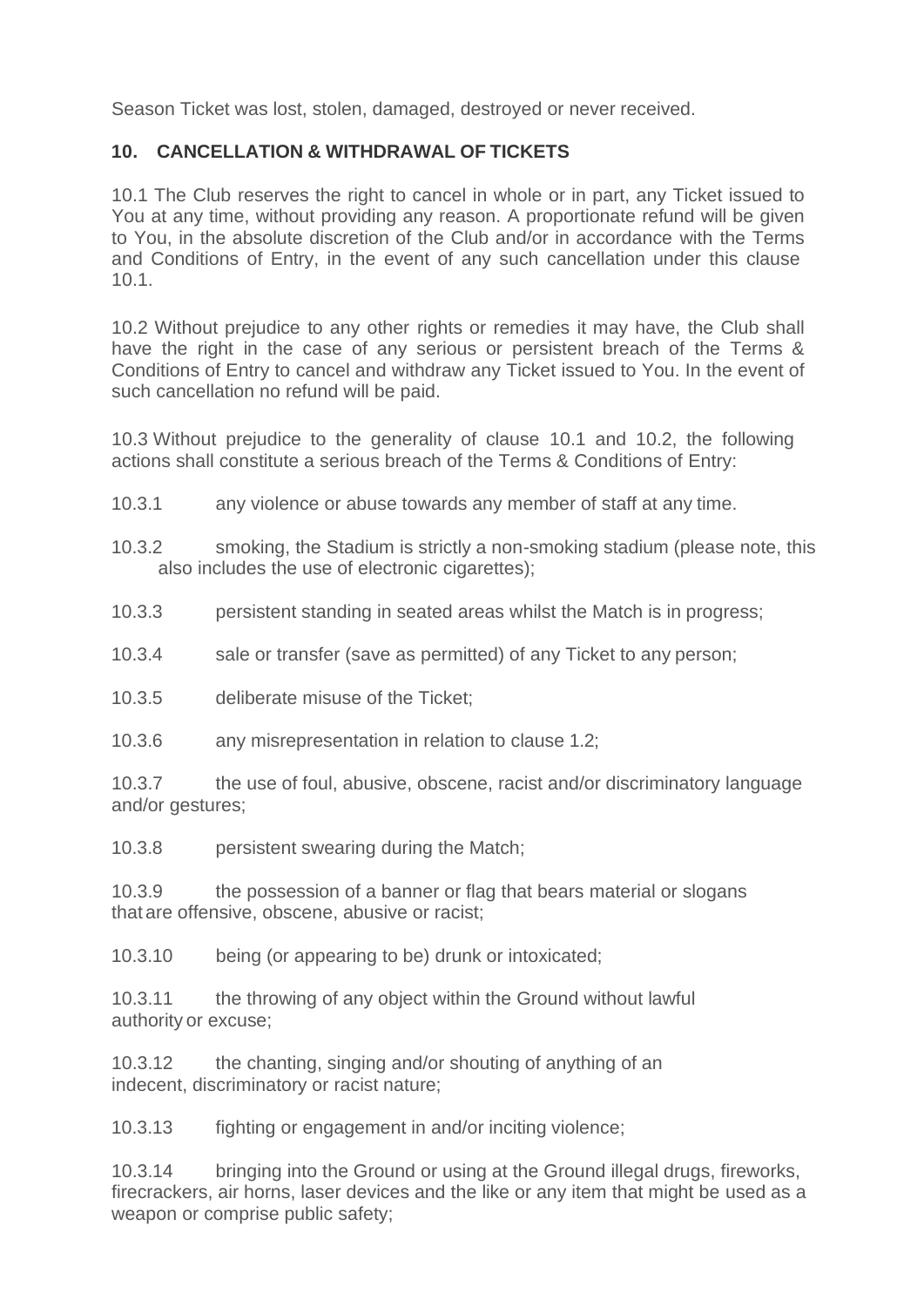Season Ticket was lost, stolen, damaged, destroyed or never received.

## 10. CANCELLATION & WITHDRAWAL OF TICKETS

10.1 The Club reserves the right to cancel in whole or in part, any Ticket issued to You at any time, without providing any reason. A proportionate refund will be given to You, in the absolute discretion of the Club and/or in accordance with the Terms and Conditions of Entry, in the event of any such cancellation under this clause 10.1.

10.2 Without prejudice to any other rights or remedies it may have, the Club shall have the right in the case of any serious or persistent breach of the Terms & Conditions of Entry to cancel and withdraw any Ticket issued to You. In the event of such cancellation no refund will be paid.

10.3 Without prejudice to the generality of clause 10.1 and 10.2, the following actions shall constitute a serious breach of the Terms & Conditions of Entry:

10.3.1 any violence or abuse towards any member of staff at any time.

10.3.2 smoking, the Stadium is strictly a non-smoking stadium (please note, this also includes the use of electronic cigarettes);

10.3.3 persistent standing in seated areas whilst the Match is in progress;

10.3.4 sale or transfer (save as permitted) of any Ticket to any person;

10.3.5 deliberate misuse of the Ticket;

10.3.6 any misrepresentation in relation to clause 1.2;

10.3.7 the use of foul, abusive, obscene, racist and/or discriminatory language and/or gestures;

10.3.8 persistent swearing during the Match;

10.3.9 the possession of a banner or flag that bears material or slogans that are offensive, obscene, abusive or racist;

10.3.10 being (or appearing to be) drunk or intoxicated;

10.3.11 the throwing of any object within the Ground without lawful authority or excuse;

10.3.12 the chanting, singing and/or shouting of anything of an indecent, discriminatory or racist nature;

10.3.13 fighting or engagement in and/or inciting violence;

10.3.14 bringing into the Ground or using at the Ground illegal drugs, fireworks, firecrackers, air horns, laser devices and the like or any item that might be used as a weapon or comprise public safety;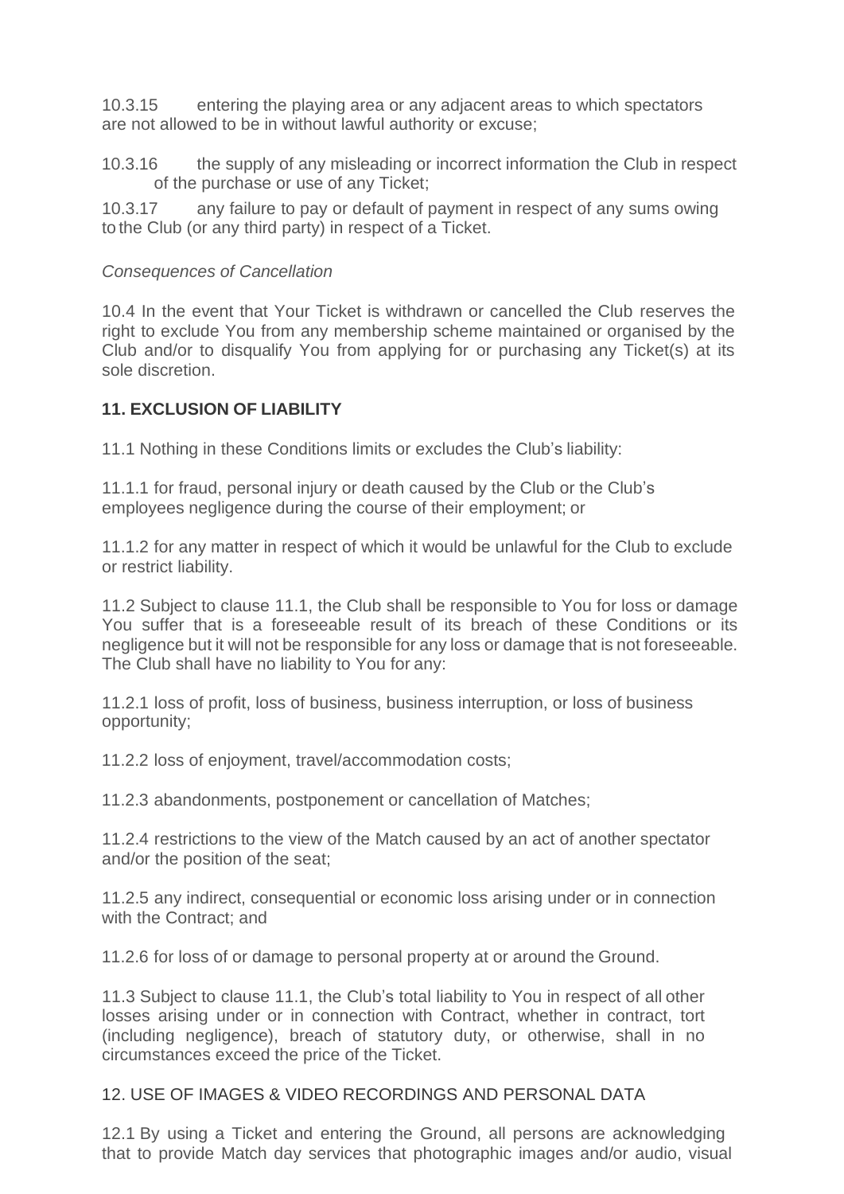10.3.15 entering the playing area or any adjacent areas to which spectators are not allowed to be in without lawful authority or excuse;

10.3.16 the supply of any misleading or incorrect information the Club in respect of the purchase or use of any Ticket;

10.3.17 any failure to pay or default of payment in respect of any sums owing to the Club (or any third party) in respect of a Ticket.

*Consequences of Cancellation*

10.4 In the event that Your Ticket is withdrawn or cancelled the Club reserves the right to exclude You from any membership scheme maintained or organised by the Club and/or to disqualify You from applying for or purchasing any Ticket(s) at its sole discretion.

**11. EXCLUSION OF LIABILITY**

11.1 Nothing in these Conditions limits or excludes the Club's liability:

11.1.1 for fraud, personal injury or death caused by the Club or the Club's employees negligence during the course of their employment; or

11.1.2 for any matter in respect of which it would be unlawful for the Club to exclude or restrict liability.

11.2 Subject to clause 11.1, the Club shall be responsible to You for loss or damage You suffer that is a foreseeable result of its breach of these Conditions or its negligence but it will not be responsible for any loss or damage that is not foreseeable. The Club shall have no liability to You for any:

11.2.1 loss of profit, loss of business, business interruption, or loss of business opportunity;

11.2.2 loss of enjoyment, travel/accommodation costs;

11.2.3 abandonments, postponement or cancellation of Matches;

11.2.4 restrictions to the view of the Match caused by an act of another spectator and/or the position of the seat;

11.2.5 any indirect, consequential or economic loss arising under or in connection with the Contract; and

11.2.6 for loss of or damage to personal property at or around the Ground.

11.3 Subject to clause 11.1, the Club's total liability to You in respect of all other losses arising under or in connection with Contract, whether in contract, tort (including negligence), breach of statutory duty, or otherwise, shall in no circumstances exceed the price of the Ticket.

12. USE OF IMAGES & VIDEO RECORDINGS AND PERSONAL DATA

12.1 By using a Ticket and entering the Ground, all persons are acknowledging that to provide Match day services that photographic images and/or audio, visual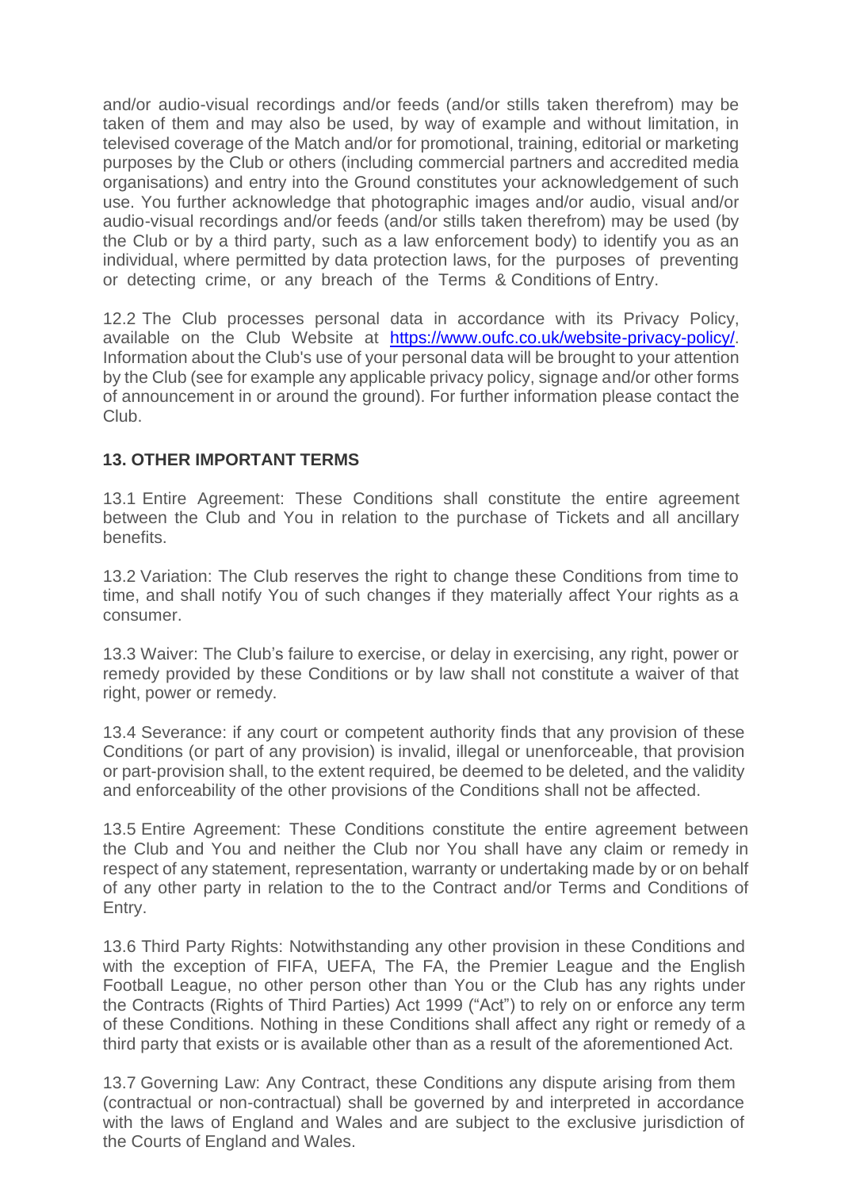and/or audio-visual recordings and/or feeds (and/or stills taken therefrom) may be taken of them and may also be used, by way of example and without limitation, in televised coverage of the Match and/or for promotional, training, editorial or marketing purposes by the Club or others (including commercial partners and accredited media organisations) and entry into the Ground constitutes your acknowledgement of such use. You further acknowledge that photographic images and/or audio, visual and/or audio-visual recordings and/or feeds (and/or stills taken therefrom) may be used (by the Club or by a third party, such as a law enforcement body) to identify you as an individual, where permitted by data protection laws, for the purposes of preventing or detecting crime, or any breach of the Terms & Conditions of Entry.

12.2 The Club processes personal data in accordance with its Privacy Policy, available on the Club Website at [https://www.oufc.co.uk/website-privacy-policy/](https://www.oufc.co.uk/website-privacy-policy/). Information about the Club's use of your personal data will be brought to your attention by the Club (see for example any applicable privacy policy, signage and/or other forms of announcement in or around the ground). For further information please contact the Club.

**13. OTHER IMPORTANT TERMS**

13.1 Entire Agreement: These Conditions shall constitute the entire agreement between the Club and You in relation to the purchase of Tickets and all ancillary benefits.

13.2 Variation: The Club reserves the right to change these Conditions from time to time, and shall notify You of such changes if they materially affect Your rights as a consumer.

13.3 Waiver: The Club's failure to exercise, or delay in exercising, any right, power or remedy provided by these Conditions or by law shall not constitute a waiver of that right, power or remedy.

13.4 Severance: if any court or competent authority finds that any provision of these Conditions (or part of any provision) is invalid, illegal or unenforceable, that provision or part-provision shall, to the extent required, be deemed to be deleted, and the validity and enforceability of the other provisions of the Conditions shall not be affected.

13.5 Entire Agreement: These Conditions constitute the entire agreement between the Club and You and neither the Club nor You shall have any claim or remedy in respect of any statement, representation, warranty or undertaking made by or on behalf of any other party in relation to the to the Contract and/or Terms and Conditions of Entry.

13.6 Third Party Rights: Notwithstanding any other provision in these Conditions and with the exception of FIFA, UEFA, The FA, the Premier League and the English Football League, no other person other than You or the Club has any rights under the Contracts (Rights of Third Parties) Act 1999 ("Act") to rely on or enforce any term of these Conditions. Nothing in these Conditions shall affect any right or remedy of a third party that exists or is available other than as a result of the aforementioned Act.

13.7 Governing Law: Any Contract, these Conditions any dispute arising from them (contractual or non-contractual) shall be governed by and interpreted in accordance with the laws of England and Wales and are subject to the exclusive jurisdiction of the Courts of England and Wales.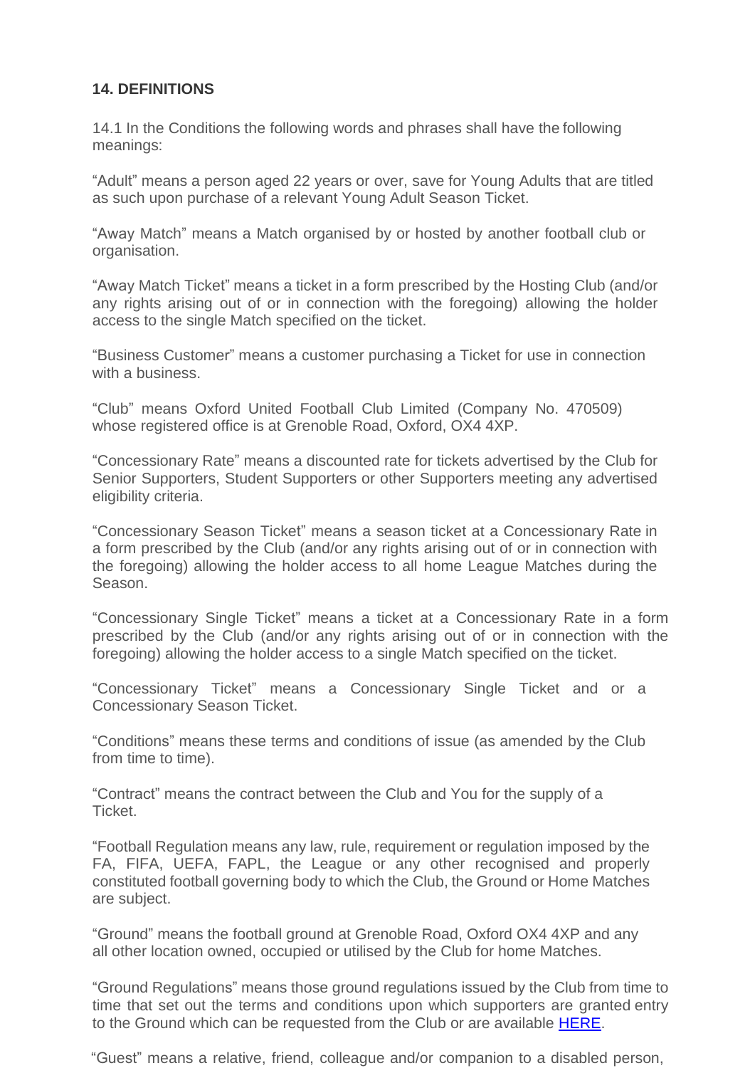## 14. DEFINITIONS

14.1 In the Conditions the following words and phrases shall have the following meanings:

“Adult” means a person aged 22 years or over, save for Young Adults that are titled as such upon purchase of a relevant Young Adult Season Ticket.

“Away Match” means a Match organised by or hosted by another football club or organisation.

“Away Match Ticket” means a ticket in a form prescribed by the Hosting Club (and/or any rights arising out of or in connection with the foregoing) allowing the holder access to the single Match specified on the ticket.

“Business Customer” means a customer purchasing a Ticket for use in connection with a business.

“Club” means Oxford United Football Club Limited (Company No. 470509) whose registered office is at Grenoble Road, Oxford, OX4 4XP.

“Concessionary Rate” means a discounted rate for tickets advertised by the Club for Senior Supporters, Student Supporters or other Supporters meeting any advertised eligibility criteria.

“Concessionary Season Ticket” means a season ticket at a Concessionary Rate in a form prescribed by the Club (and/or any rights arising out of or in connection with the foregoing) allowing the holder access to all home League Matches during the Season.

“Concessionary Single Ticket” means a ticket at a Concessionary Rate in a form prescribed by the Club (and/or any rights arising out of or in connection with the foregoing) allowing the holder access to a single Match specified on the ticket.

“Concessionary Ticket” means a Concessionary Single Ticket and or a Concessionary Season Ticket.

“Conditions” means these terms and conditions of issue (as amended by the Club from time to time).

“Contract” means the contract between the Club and You for the supply of a Ticket.

“Football Regulation means any law, rule, requirement or regulation imposed by the FA, FIFA, UEFA, FAPL, the League or any other recognised and properly constituted football governing body to which the Club, the Ground or Home Matches are subject.

“Ground” means the football ground at Grenoble Road, Oxford OX4 4XP and any all other location owned, occupied or utilised by the Club for home Matches.

“Ground Regulations” means those ground regulations issued by the Club from time to time that set out the terms and conditions upon which supporters are granted entry to the Ground which can be requested from the Club or are available HERE.

“Guest” means a relative, friend, colleague and/or companion to a disabled person,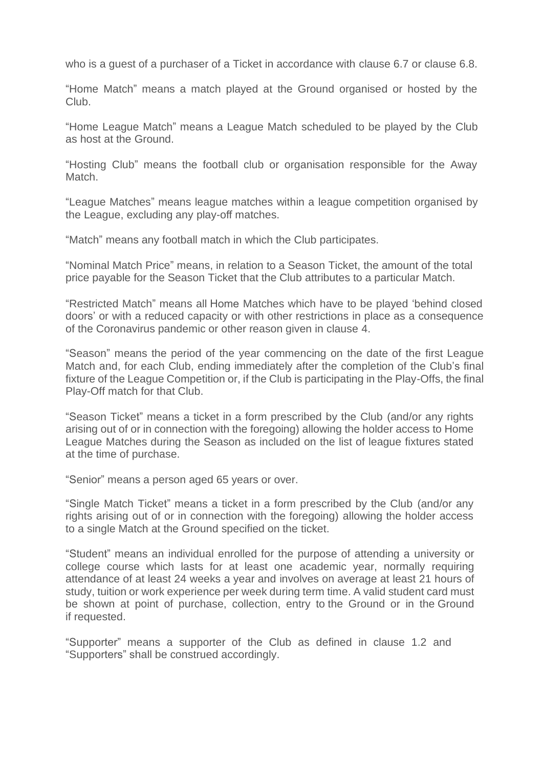who is a guest of a purchaser of a Ticket in accordance with clause 6.7 or clause 6.8.

"Home Match" means a match played at the Ground organised or hosted by the Club.

"Home League Match" means a League Match scheduled to be played by the Club as host at the Ground.

"Hosting Club" means the football club or organisation responsible for the Away Match.

"League Matches" means league matches within a league competition organised by the League, excluding any play-off matches.

"Match" means any football match in which the Club participates.

"Nominal Match Price" means, in relation to a Season Ticket, the amount of the total price payable for the Season Ticket that the Club attributes to a particular Match.

"Restricted Match" means all Home Matches which have to be played 'behind closed doors' or with a reduced capacity or with other restrictions in place as a consequence of the Coronavirus pandemic or other reason given in clause 4.

"Season" means the period of the year commencing on the date of the first League Match and, for each Club, ending immediately after the completion of the Club's final fixture of the League Competition or, if the Club is participating in the Play-Offs, the final Play-Off match for that Club.

"Season Ticket" means a ticket in a form prescribed by the Club (and/or any rights arising out of or in connection with the foregoing) allowing the holder access to Home League Matches during the Season as included on the list of league fixtures stated at the time of purchase.

"Senior" means a person aged 65 years or over.

"Single Match Ticket" means a ticket in a form prescribed by the Club (and/or any rights arising out of or in connection with the foregoing) allowing the holder access to a single Match at the Ground specified on the ticket.

"Student" means an individual enrolled for the purpose of attending a university or college course which lasts for at least one academic year, normally requiring attendance of at least 24 weeks a year and involves on average at least 21 hours of study, tuition or work experience per week during term time. A valid student card must be shown at point of purchase, collection, entry to the Ground or in the Ground if requested.

"Supporter" means a supporter of the Club as defined in clause 1.2 and "Supporters" shall be construed accordingly.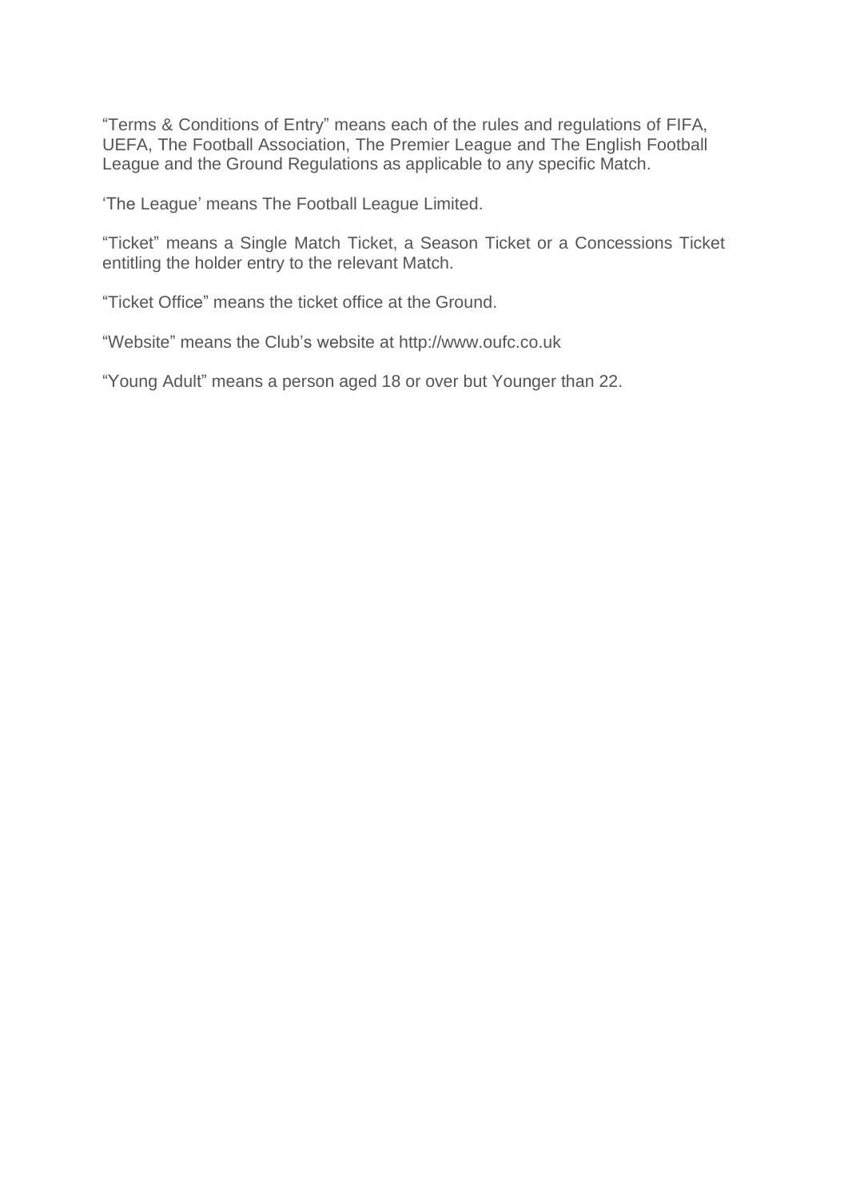"Terms & Conditions of Entry" means each of the rules and regulations of FIFA, UEFA, The Football Association, The Premier League and The English Football League and the Ground Regulations as applicable to any specific Match.

'The League' means The Football League Limited.

"Ticket" means a Single Match Ticket, a Season Ticket or a Concessions Ticket entitling the holder entry to the relevant Match.

"Ticket Office" means the ticket office at the Ground.

"Website" means the Club's website at http://www.oufc.co.uk

"Young Adult" means a person aged 18 or over but Younger than 22.